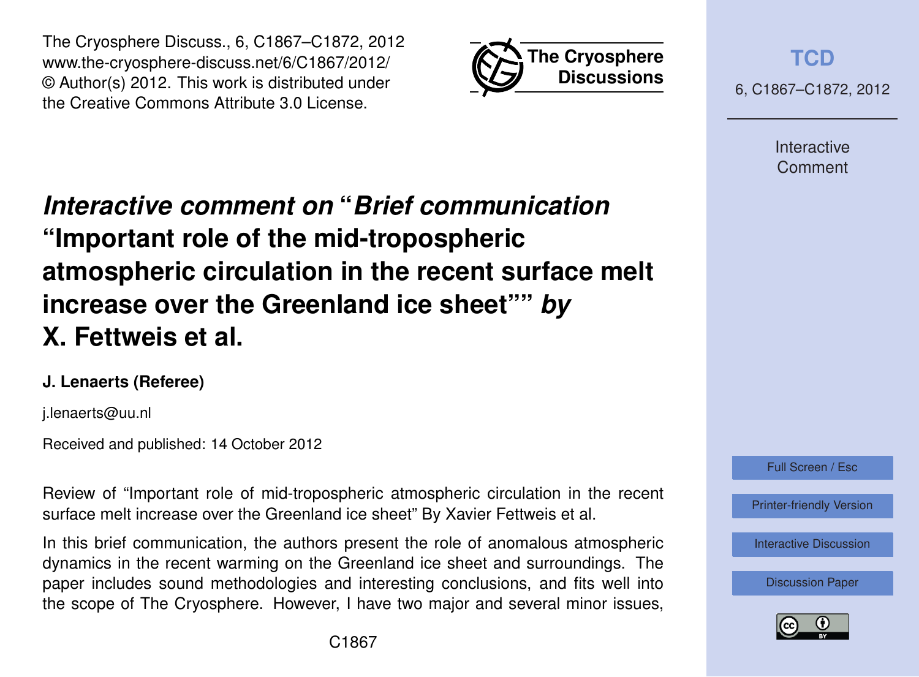# *Interactive comment on* "*Brief communication* "Important role of the mid-tropospheric atmospheric circulation in the recent surface melt increase over the Greenland ice sheet"" *by* X. Fettweis et al.

**J. Lenaerts (Referee)**

j.lenaerts@uu.nl

Received and published: 14 October 2012

Review of "Important role of mid-tropospheric atmospheric circulation in the recent surface melt increase over the Greenland ice sheet" By Xavier Fettweis et al.

In this brief communication, the authors present the role of anomalous atmospheric dynamics in the recent warming on the Greenland ice sheet and surroundings. The paper includes sound methodologies and interesting conclusions, and fits well into the scope of The Cryosphere. However, I have two major and several minor issues,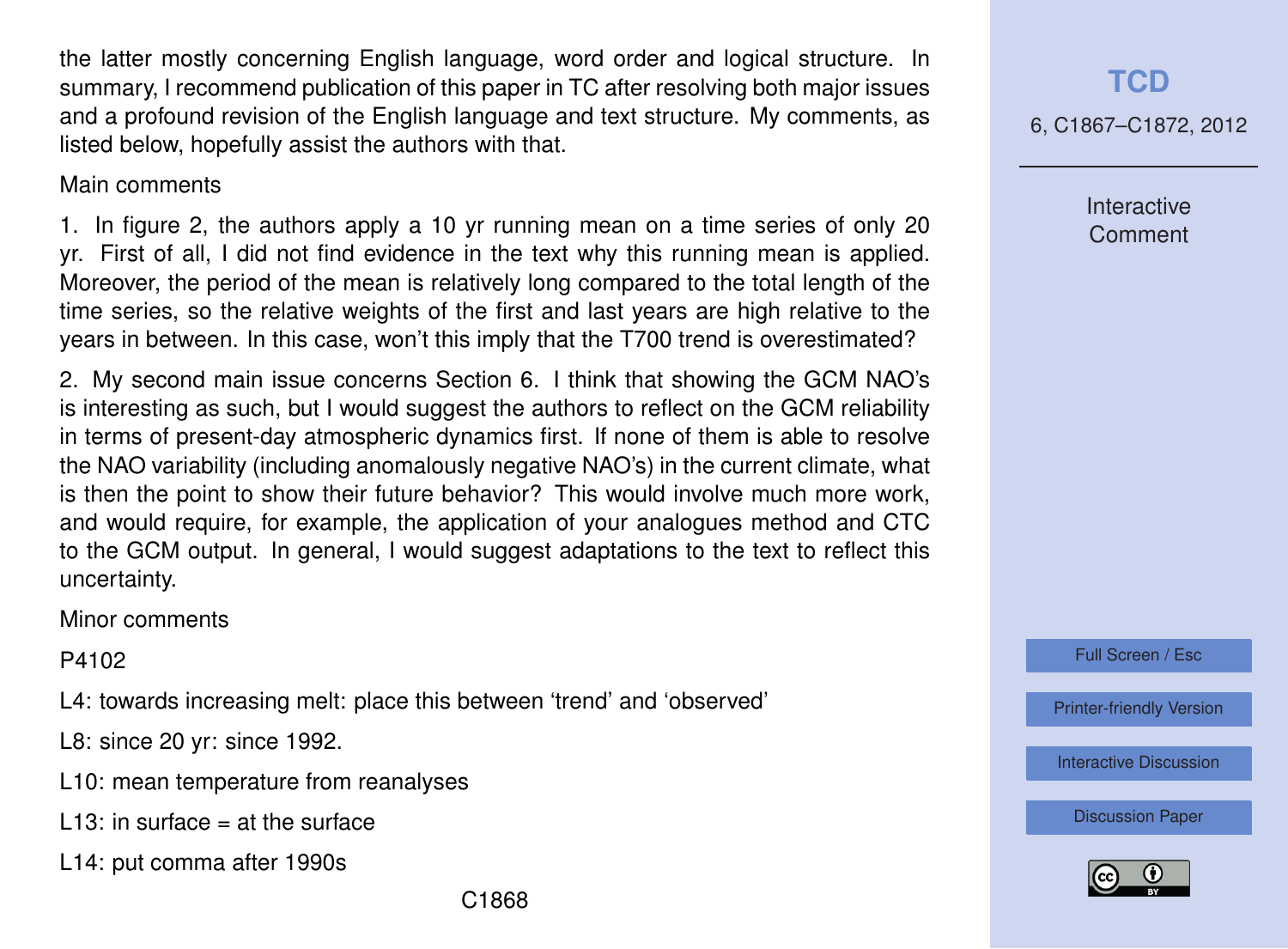the latter mostly concerning English language, word order and logical structure. In summary, I recommend publication of this paper in TC after resolving both major issues and a profound revision of the English language and text structure. My comments, as listed below, hopefully assist the authors with that.

Main comments

1. In figure 2, the authors apply a 10 yr running mean on a time series of only 20 yr. First of all, I did not find evidence in the text why this running mean is applied. Moreover, the period of the mean is relatively long compared to the total length of the time series, so the relative weights of the first and last years are high relative to the years in between. In this case, won't this imply that the T700 trend is overestimated?

2. My second main issue concerns Section 6. I think that showing the GCM NAO's is interesting as such, but I would suggest the authors to reflect on the GCM reliability in terms of present-day atmospheric dynamics first. If none of them is able to resolve the NAO variability (including anomalously negative NAO's) in the current climate, what is then the point to show their future behavior? This would involve much more work, and would require, for example, the application of your analogues method and CTC to the GCM output. In general, I would suggest adaptations to the text to reflect this uncertainty.

Minor comments

P4102

L4: towards increasing melt: place this between 'trend' and 'observed'

L8: since 20 yr: since 1992.

L10: mean temperature from reanalyses

L13: in surface = at the surface

L14: put comma after 1990s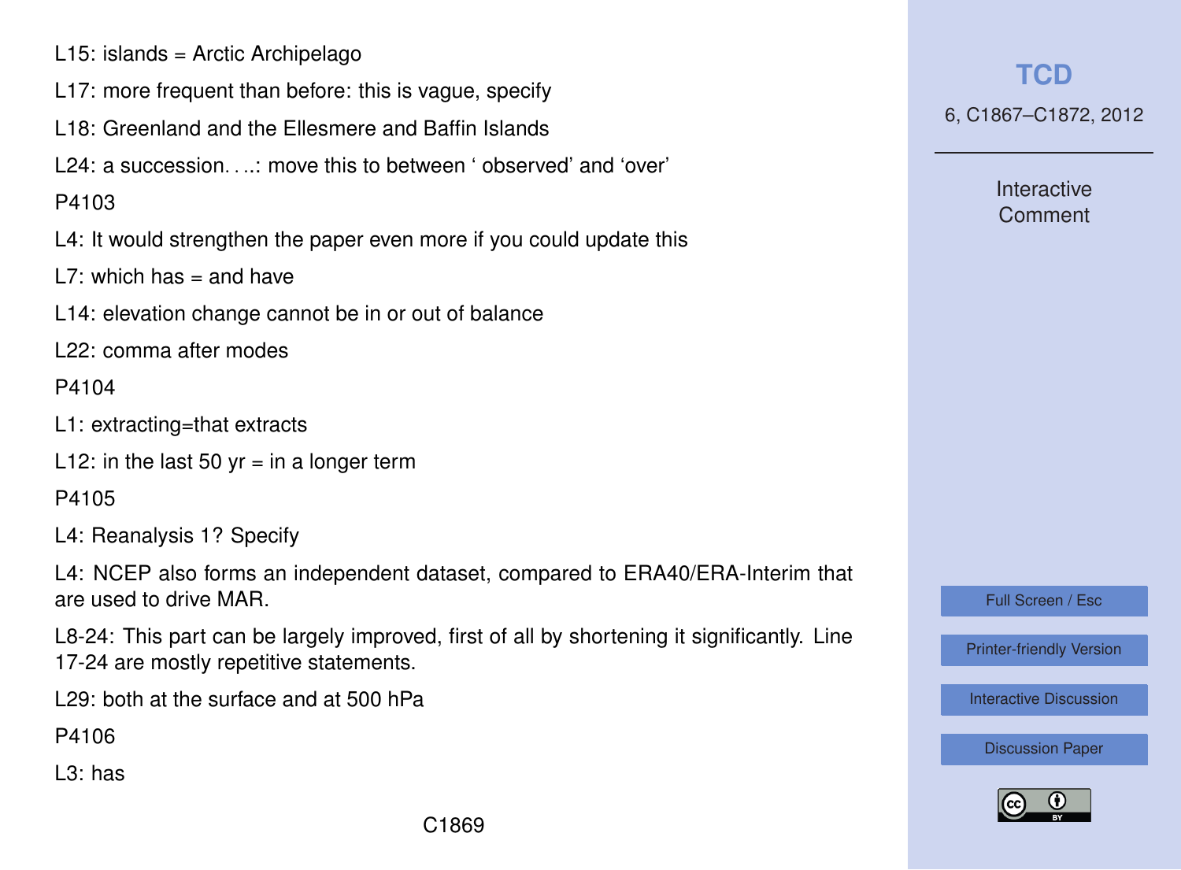L15: islands = Arctic Archipelago

L17: more frequent than before: this is vague, specify

L18: Greenland and the Ellesmere and Baffin Islands

L24: a succession. . ..: move this to between ' observed' and 'over'

P4103

L4: It would strengthen the paper even more if you could update this

L7: which has = and have

L14: elevation change cannot be in or out of balance

L22: comma after modes

P4104

L1: extracting=that extracts

L12: in the last 50 yr = in a longer term

P4105

L4: Reanalysis 1? Specify

L4: NCEP also forms an independent dataset, compared to ERA40/ERA-Interim that are used to drive MAR.

L8-24: This part can be largely improved, first of all by shortening it significantly. Line 17-24 are mostly repetitive statements.

L29: both at the surface and at 500 hPa

P4106

L3: has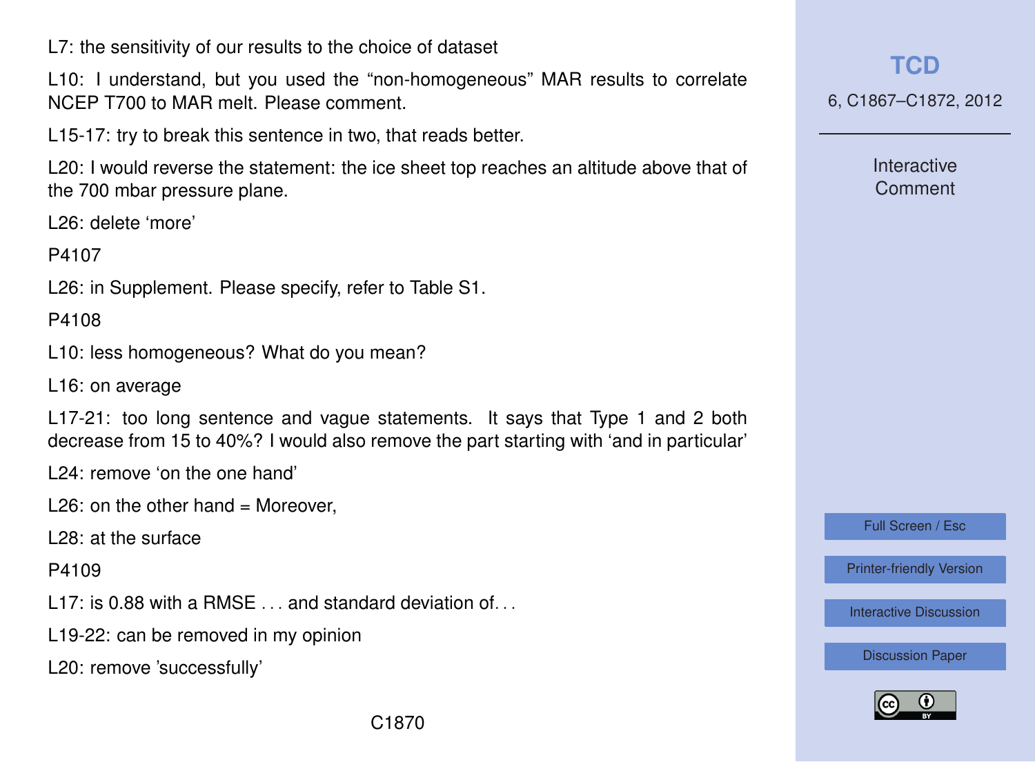L7: the sensitivity of our results to the choice of dataset

L10: I understand, but you used the "non-homogeneous" MAR results to correlate NCEP T700 to MAR melt. Please comment.

L15-17: try to break this sentence in two, that reads better.

L20: I would reverse the statement: the ice sheet top reaches an altitude above that of the 700 mbar pressure plane.

L26: delete 'more'

P4107

L26: in Supplement. Please specify, refer to Table S1.

P4108

L10: less homogeneous? What do you mean?

L16: on average

L17-21: too long sentence and vague statements. It says that Type 1 and 2 both decrease from 15 to 40%? I would also remove the part starting with 'and in particular'

L24: remove 'on the one hand'

L26: on the other hand = Moreover,

L28: at the surface

P4109

L17: is 0.88 with a RMSE . . . and standard deviation of. . .

L19-22: can be removed in my opinion

L20: remove 'successfully'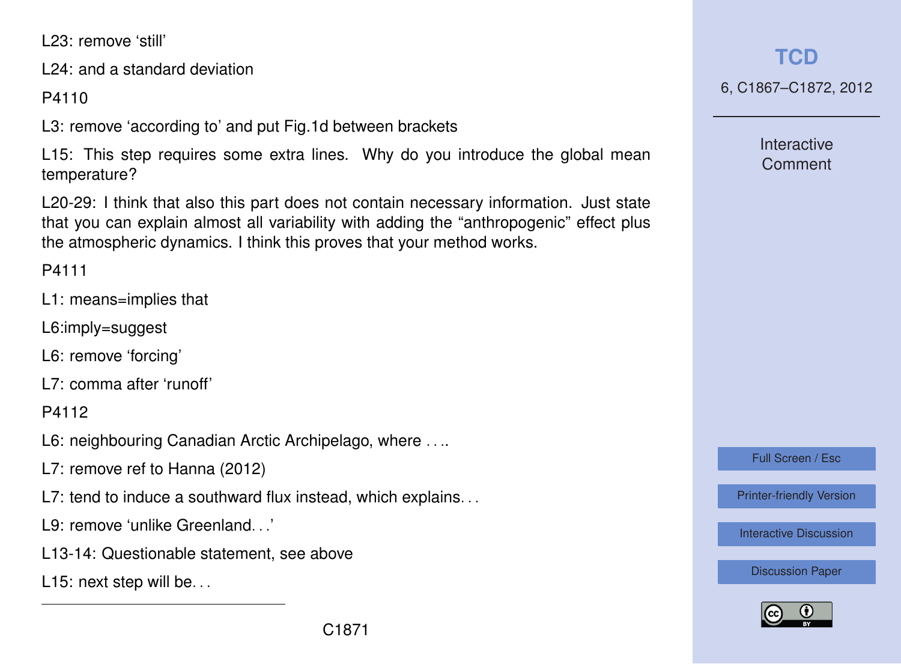L23: remove 'still'

L24: and a standard deviation

P4110

L3: remove 'according to' and put Fig.1d between brackets

L15: This step requires some extra lines. Why do you introduce the global mean temperature?

L20-29: I think that also this part does not contain necessary information. Just state that you can explain almost all variability with adding the "anthropogenic" effect plus the atmospheric dynamics. I think this proves that your method works.

P4111

L1: means=implies that

L6:imply=suggest

L6: remove 'forcing'

L7: comma after 'runoff'

P4112

L6: neighbouring Canadian Arctic Archipelago, where ....

L7: remove ref to Hanna (2012)

L7: tend to induce a southward flux instead, which explains...

L9: remove 'unlike Greenland...'

L13-14: Questionable statement, see above

L15: next step will be...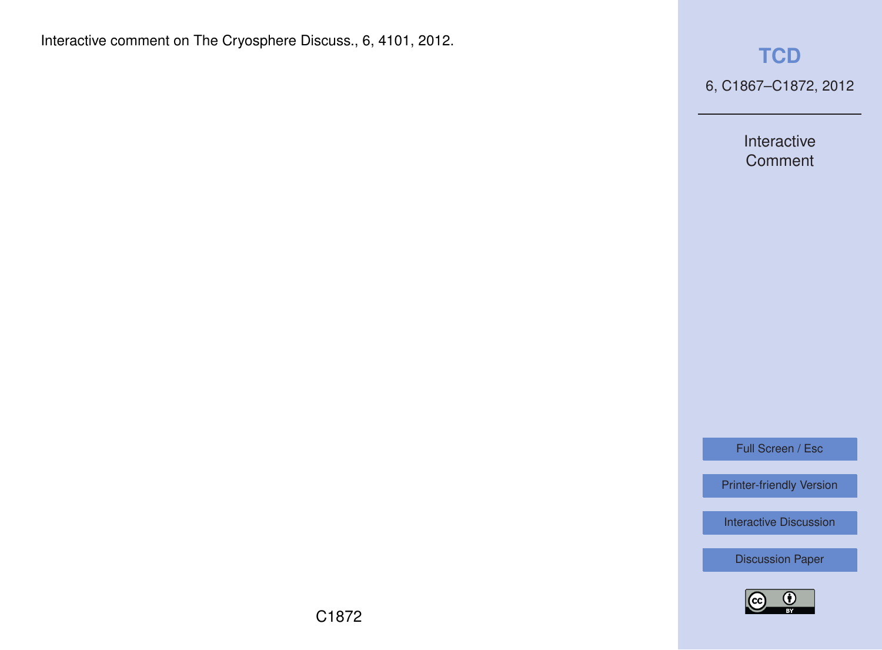Interactive comment on The Cryosphere Discuss., 6, 4101, 2012.